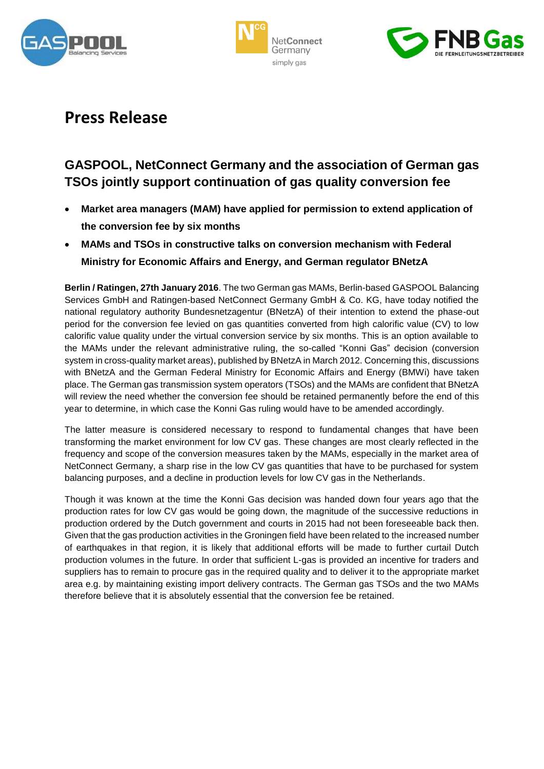# Press Release

## GASPOOL, NetConnect Germany and the association of German gas TSOs jointly support continuation of gas quality conversion fee

- **Market area managers (MAM) have applied for permission to extend application of the conversion fee by six months**
- **MAMs and TSOs in constructive talks on conversion mechanism with Federal Ministry for Economic Affairs and Energy, and German regulator BNetzA**

**Berlin / Ratingen, 27th January 2016**. The two German gas MAMs, Berlin-based GASPOOL Balancing Services GmbH and Ratingen-based NetConnect Germany GmbH & Co. KG, have today notified the national regulatory authority Bundesnetzagentur (BNetzA) of their intention to extend the phase-out period for the conversion fee levied on gas quantities converted from high calorific value (CV) to low calorific value quality under the virtual conversion service by six months. This is an option available to the MAMs under the relevant administrative ruling, the so-called "Konni Gas" decision (conversion system in cross-quality market areas), published by BNetzA in March 2012. Concerning this, discussions with BNetzA and the German Federal Ministry for Economic Affairs and Energy (BMWi) have taken place. The German gas transmission system operators (TSOs) and the MAMs are confident that BNetzA will review the need whether the conversion fee should be retained permanently before the end of this year to determine, in which case the Konni Gas ruling would have to be amended accordingly.

The latter measure is considered necessary to respond to fundamental changes that have been transforming the market environment for low CV gas. These changes are most clearly reflected in the frequency and scope of the conversion measures taken by the MAMs, especially in the market area of NetConnect Germany, a sharp rise in the low CV gas quantities that have to be purchased for system balancing purposes, and a decline in production levels for low CV gas in the Netherlands.

Though it was known at the time the Konni Gas decision was handed down four years ago that the production rates for low CV gas would be going down, the magnitude of the successive reductions in production ordered by the Dutch government and courts in 2015 had not been foreseeable back then. Given that the gas production activities in the Groningen field have been related to the increased number of earthquakes in that region, it is likely that additional efforts will be made to further curtail Dutch production volumes in the future. In order that sufficient L-gas is provided an incentive for traders and suppliers has to remain to procure gas in the required quality and to deliver it to the appropriate market area e.g. by maintaining existing import delivery contracts. The German gas TSOs and the two MAMs therefore believe that it is absolutely essential that the conversion fee be retained.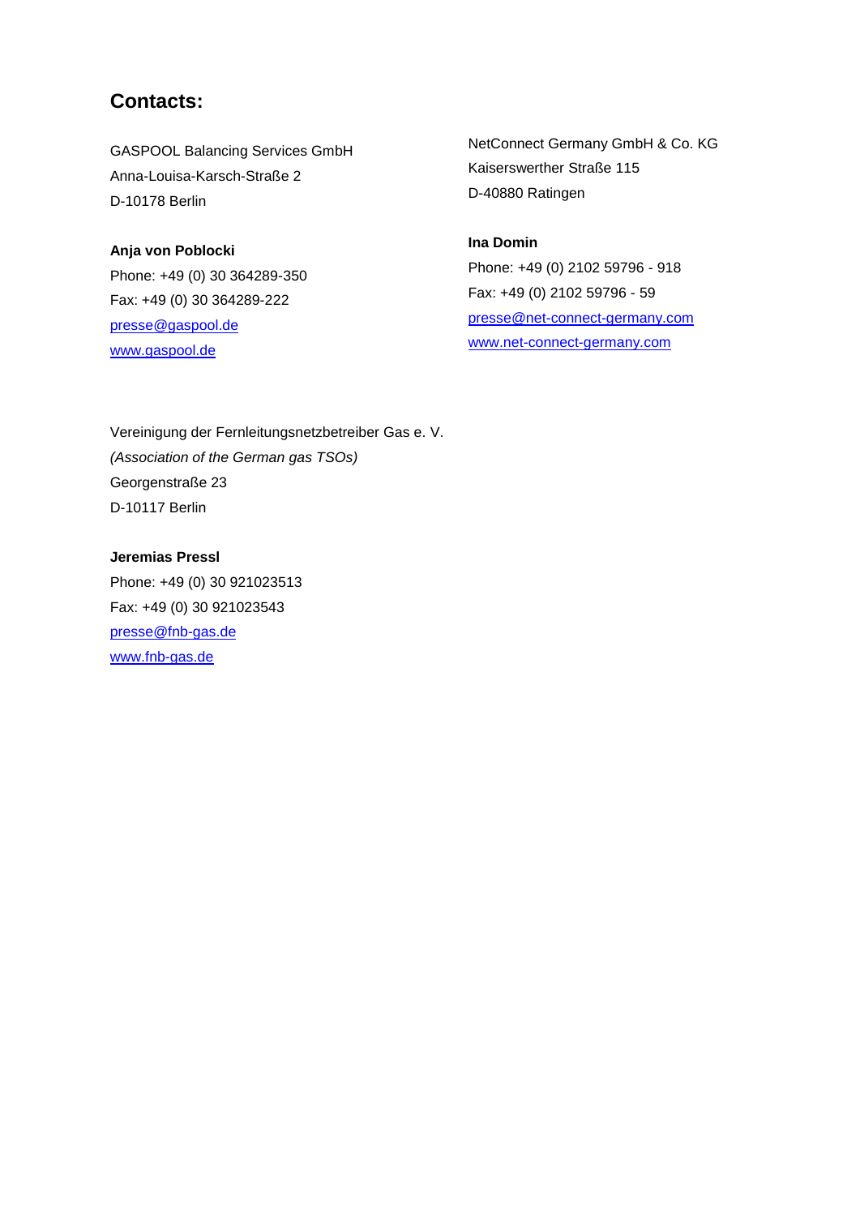## Contacts:

GASPOOL Balancing Services GmbH
Anna-Louisa-Karsch-Straße 2
D-10178 Berlin

**Anja von Poblocki**
Phone: +49 (0) 30 364289-350
Fax: +49 (0) 30 364289-222
presse@gaspool.de
www.gaspool.de

NetConnect Germany GmbH & Co. KG
Kaiserswerther Straße 115
D-40880 Ratingen

**Ina Domin**
Phone: +49 (0) 2102 59796 - 918
Fax: +49 (0) 2102 59796 - 59
presse@net-connect-germany.com
www.net-connect-germany.com

Vereinigung der Fernleitungsnetzbetreiber Gas e. V.
*(Association of the German gas TSOs)*
Georgenstraße 23
D-10117 Berlin

**Jeremias Pressl**
Phone: +49 (0) 30 921023513
Fax: +49 (0) 30 921023543
presse@fnb-gas.de
www.fnb-gas.de